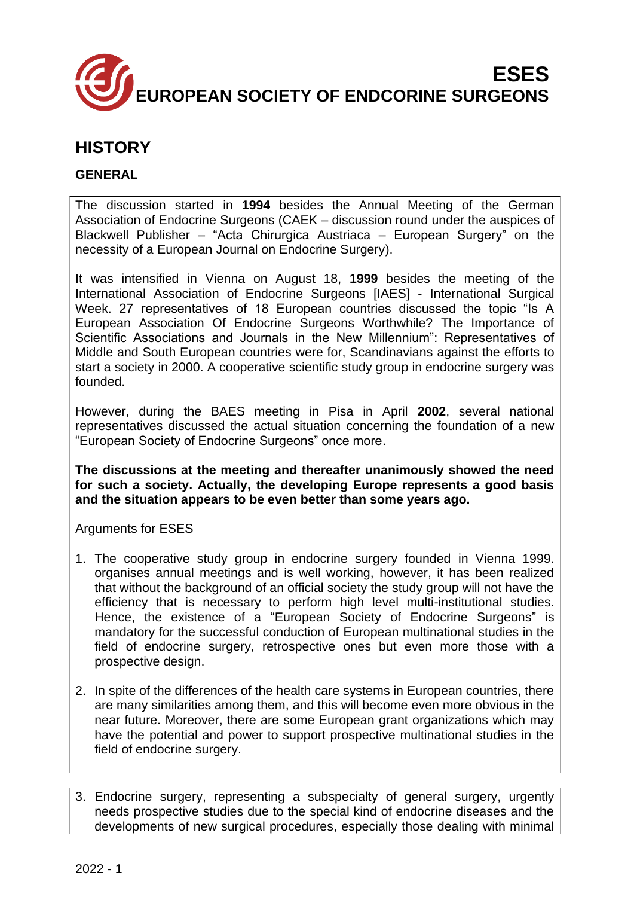# ESES
# EUROPEAN SOCIETY OF ENDCORINE SURGEONS

## HISTORY

### GENERAL

The discussion started in **1994** besides the Annual Meeting of the German Association of Endocrine Surgeons (CAEK – discussion round under the auspices of Blackwell Publisher – "Acta Chirurgica Austriaca – European Surgery" on the necessity of a European Journal on Endocrine Surgery).

It was intensified in Vienna on August 18, **1999** besides the meeting of the International Association of Endocrine Surgeons [IAES] - International Surgical Week. 27 representatives of 18 European countries discussed the topic "Is A European Association Of Endocrine Surgeons Worthwhile? The Importance of Scientific Associations and Journals in the New Millennium": Representatives of Middle and South European countries were for, Scandinavians against the efforts to start a society in 2000. A cooperative scientific study group in endocrine surgery was founded.

However, during the BAES meeting in Pisa in April **2002**, several national representatives discussed the actual situation concerning the foundation of a new "European Society of Endocrine Surgeons" once more.

**The discussions at the meeting and thereafter unanimously showed the need for such a society. Actually, the developing Europe represents a good basis and the situation appears to be even better than some years ago.**

Arguments for ESES

1. The cooperative study group in endocrine surgery founded in Vienna 1999. organises annual meetings and is well working, however, it has been realized that without the background of an official society the study group will not have the efficiency that is necessary to perform high level multi-institutional studies. Hence, the existence of a "European Society of Endocrine Surgeons" is mandatory for the successful conduction of European multinational studies in the field of endocrine surgery, retrospective ones but even more those with a prospective design.

2. In spite of the differences of the health care systems in European countries, there are many similarities among them, and this will become even more obvious in the near future. Moreover, there are some European grant organizations which may have the potential and power to support prospective multinational studies in the field of endocrine surgery.

3. Endocrine surgery, representing a subspecialty of general surgery, urgently needs prospective studies due to the special kind of endocrine diseases and the developments of new surgical procedures, especially those dealing with minimal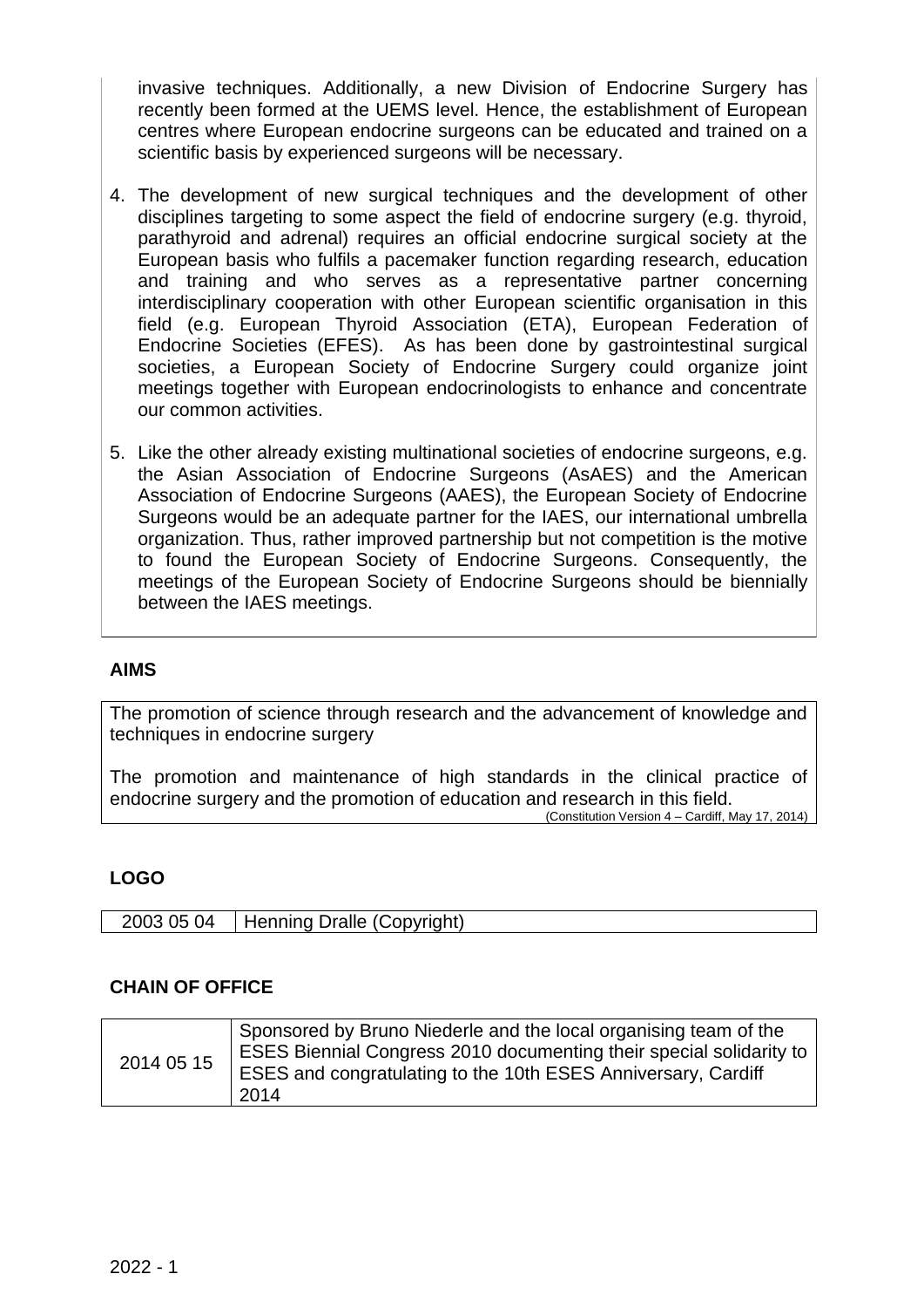invasive techniques. Additionally, a new Division of Endocrine Surgery has recently been formed at the UEMS level. Hence, the establishment of European centres where European endocrine surgeons can be educated and trained on a scientific basis by experienced surgeons will be necessary.

4. The development of new surgical techniques and the development of other disciplines targeting to some aspect the field of endocrine surgery (e.g. thyroid, parathyroid and adrenal) requires an official endocrine surgical society at the European basis who fulfils a pacemaker function regarding research, education and training and who serves as a representative partner concerning interdisciplinary cooperation with other European scientific organisation in this field (e.g. European Thyroid Association (ETA), European Federation of Endocrine Societies (EFES). As has been done by gastrointestinal surgical societies, a European Society of Endocrine Surgery could organize joint meetings together with European endocrinologists to enhance and concentrate our common activities.

5. Like the other already existing multinational societies of endocrine surgeons, e.g. the Asian Association of Endocrine Surgeons (AsAES) and the American Association of Endocrine Surgeons (AAES), the European Society of Endocrine Surgeons would be an adequate partner for the IAES, our international umbrella organization. Thus, rather improved partnership but not competition is the motive to found the European Society of Endocrine Surgeons. Consequently, the meetings of the European Society of Endocrine Surgeons should be biennially between the IAES meetings.

## AIMS

The promotion of science through research and the advancement of knowledge and techniques in endocrine surgery

The promotion and maintenance of high standards in the clinical practice of endocrine surgery and the promotion of education and research in this field.

(Constitution Version 4 – Cardiff, May 17, 2014)

## LOGO

| 2003 05 04 | Henning Dralle (Copyright) |
|---|---|

## CHAIN OF OFFICE

| 2014 05 15 | Sponsored by Bruno Niederle and the local organising team of the ESES Biennial Congress 2010 documenting their special solidarity to ESES and congratulating to the 10th ESES Anniversary, Cardiff 2014 |
|---|---|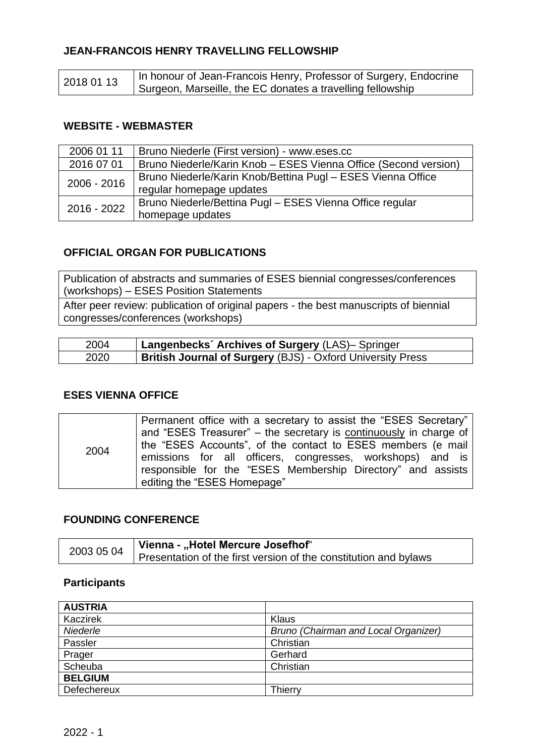## JEAN-FRANCOIS HENRY TRAVELLING FELLOWSHIP

| | |
|---|---|
| 2018 01 13 | In honour of Jean-Francois Henry, Professor of Surgery, Endocrine Surgeon, Marseille, the EC donates a travelling fellowship |

## WEBSITE - WEBMASTER

| | |
|---|---|
| 2006 01 11 | Bruno Niederle (First version) - www.eses.cc |
| 2016 07 01 | Bruno Niederle/Karin Knob – ESES Vienna Office (Second version) |
| 2006 - 2016 | Bruno Niederle/Karin Knob/Bettina Pugl – ESES Vienna Office regular homepage updates |
| 2016 - 2022 | Bruno Niederle/Bettina Pugl – ESES Vienna Office regular homepage updates |

## OFFICIAL ORGAN FOR PUBLICATIONS

| |
|---|
| Publication of abstracts and summaries of ESES biennial congresses/conferences (workshops) – ESES Position Statements |
| After peer review: publication of original papers - the best manuscripts of biennial congresses/conferences (workshops) |

| | |
|---|---|
| 2004 | **Langenbecks´ Archives of Surgery** (LAS)– Springer |
| 2020 | **British Journal of Surgery** (BJS) - Oxford University Press |

## ESES VIENNA OFFICE

| | |
|---|---|
| 2004 | Permanent office with a secretary to assist the "ESES Secretary" and "ESES Treasurer" – the secretary is <u>continuously</u> in charge of the "ESES Accounts", of the contact to ESES members (e mail emissions for all officers, congresses, workshops) and is responsible for the "ESES Membership Directory" and assists editing the "ESES Homepage" |

## FOUNDING CONFERENCE

| | |
|---|---|
| 2003 05 04 | **Vienna - „Hotel Mercure Josefhof"** Presentation of the first version of the constitution and bylaws |

### Participants

| **AUSTRIA** | |
|---|---|
| Kaczirek | Klaus |
| *Niederle* | *Bruno (Chairman and Local Organizer)* |
| Passler | Christian |
| Prager | Gerhard |
| Scheuba | Christian |
| **BELGIUM** | |
| Defechereux | Thierry |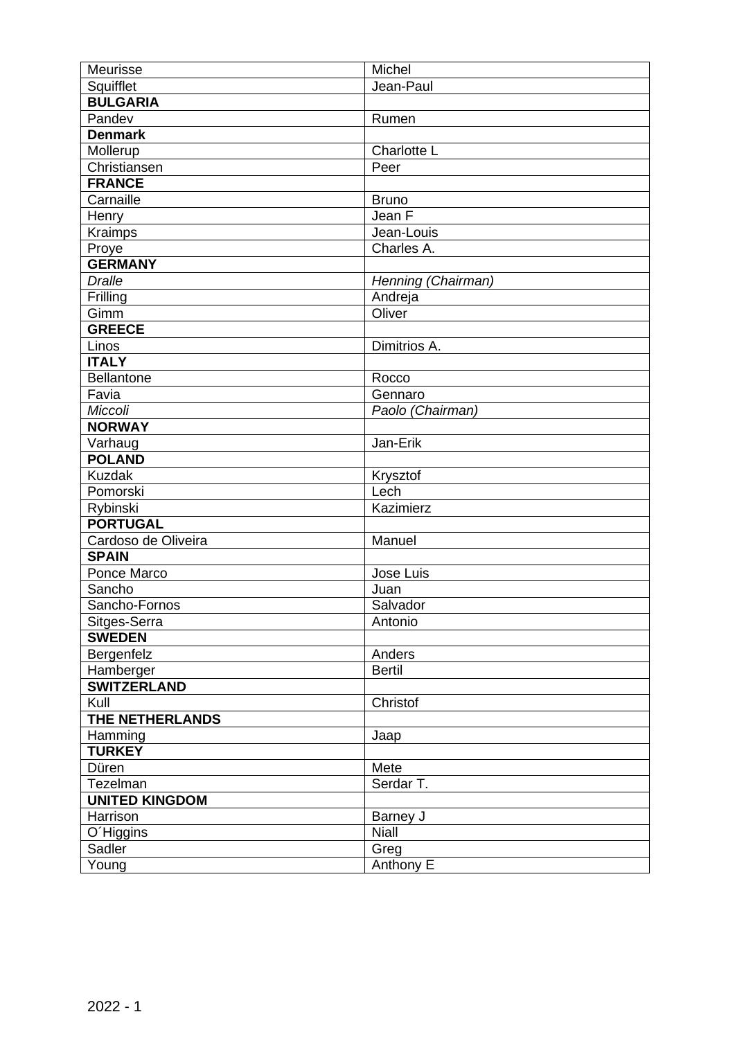| Meurisse | Michel |
|---|---|
| Squifflet | Jean-Paul |
| **BULGARIA** | |
| Pandev | Rumen |
| **Denmark** | |
| Mollerup | Charlotte L |
| Christiansen | Peer |
| **FRANCE** | |
| Carnaille | Bruno |
| Henry | Jean F |
| Kraimps | Jean-Louis |
| Proye | Charles A. |
| **GERMANY** | |
| *Dralle* | *Henning (Chairman)* |
| Frilling | Andreja |
| Gimm | Oliver |
| **GREECE** | |
| Linos | Dimitrios A. |
| **ITALY** | |
| Bellantone | Rocco |
| Favia | Gennaro |
| *Miccoli* | *Paolo (Chairman)* |
| **NORWAY** | |
| Varhaug | Jan-Erik |
| **POLAND** | |
| Kuzdak | Krysztof |
| Pomorski | Lech |
| Rybinski | Kazimierz |
| **PORTUGAL** | |
| Cardoso de Oliveira | Manuel |
| **SPAIN** | |
| Ponce Marco | Jose Luis |
| Sancho | Juan |
| Sancho-Fornos | Salvador |
| Sitges-Serra | Antonio |
| **SWEDEN** | |
| Bergenfelz | Anders |
| Hamberger | Bertil |
| **SWITZERLAND** | |
| Kull | Christof |
| **THE NETHERLANDS** | |
| Hamming | Jaap |
| **TURKEY** | |
| Düren | Mete |
| Tezelman | Serdar T. |
| **UNITED KINGDOM** | |
| Harrison | Barney J |
| O´Higgins | Niall |
| Sadler | Greg |
| Young | Anthony E |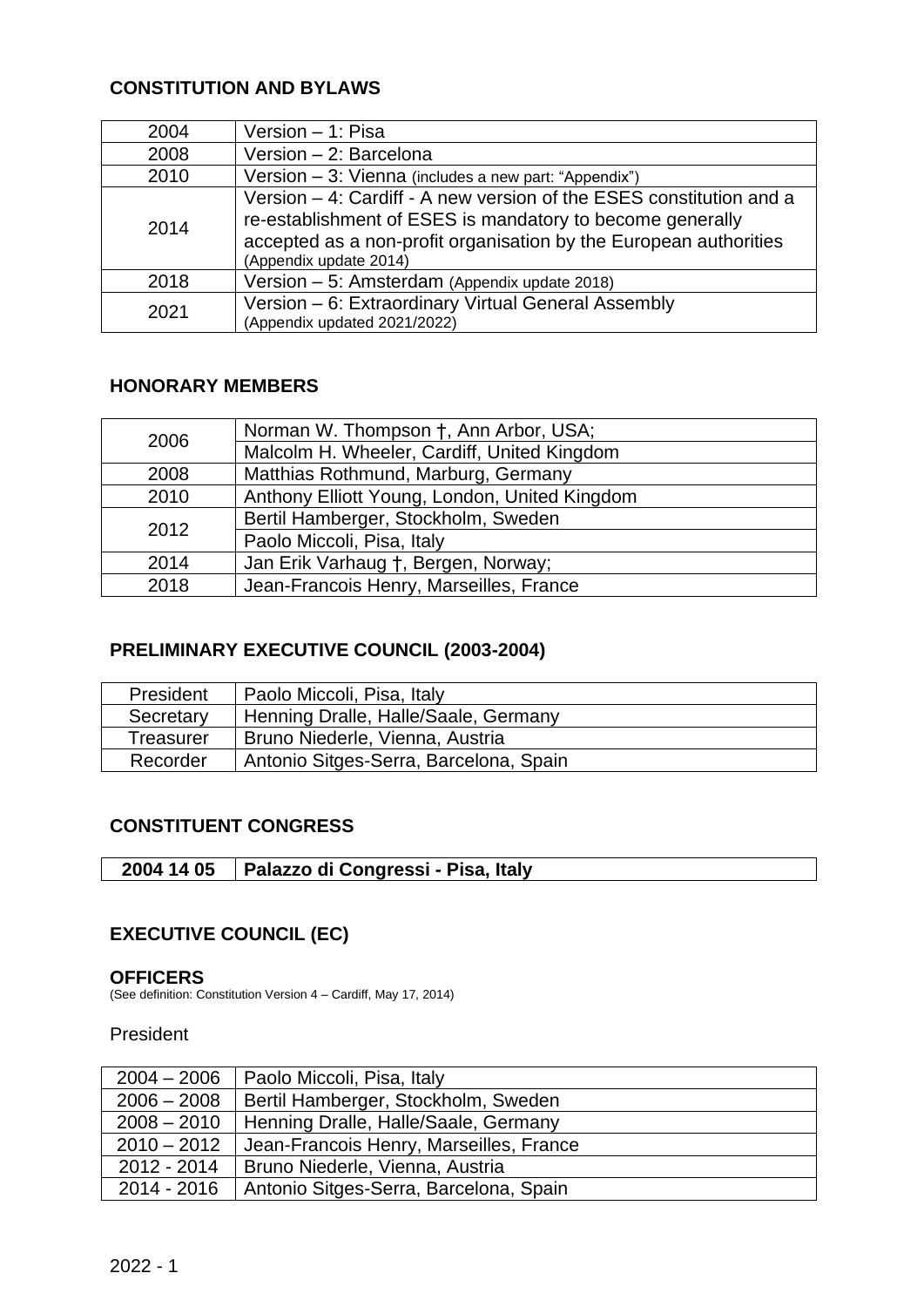## CONSTITUTION AND BYLAWS

| | |
|---|---|
| 2004 | Version – 1: Pisa |
| 2008 | Version – 2: Barcelona |
| 2010 | Version – 3: Vienna (includes a new part: "Appendix") |
| 2014 | Version – 4: Cardiff - A new version of the ESES constitution and a re-establishment of ESES is mandatory to become generally accepted as a non-profit organisation by the European authorities (Appendix update 2014) |
| 2018 | Version – 5: Amsterdam (Appendix update 2018) |
| 2021 | Version – 6: Extraordinary Virtual General Assembly (Appendix updated 2021/2022) |

## HONORARY MEMBERS

| | |
|---|---|
| 2006 | Norman W. Thompson †, Ann Arbor, USA; |
| | Malcolm H. Wheeler, Cardiff, United Kingdom |
| 2008 | Matthias Rothmund, Marburg, Germany |
| 2010 | Anthony Elliott Young, London, United Kingdom |
| 2012 | Bertil Hamberger, Stockholm, Sweden |
| | Paolo Miccoli, Pisa, Italy |
| 2014 | Jan Erik Varhaug †, Bergen, Norway; |
| 2018 | Jean-Francois Henry, Marseilles, France |

## PRELIMINARY EXECUTIVE COUNCIL (2003-2004)

| | |
|---|---|
| President | Paolo Miccoli, Pisa, Italy |
| Secretary | Henning Dralle, Halle/Saale, Germany |
| Treasurer | Bruno Niederle, Vienna, Austria |
| Recorder | Antonio Sitges-Serra, Barcelona, Spain |

## CONSTITUENT CONGRESS

| | |
|---|---|
| **2004 14 05** | **Palazzo di Congressi - Pisa, Italy** |

## EXECUTIVE COUNCIL (EC)

### OFFICERS

(See definition: Constitution Version 4 – Cardiff, May 17, 2014)

President

| | |
|---|---|
| 2004 – 2006 | Paolo Miccoli, Pisa, Italy |
| 2006 – 2008 | Bertil Hamberger, Stockholm, Sweden |
| 2008 – 2010 | Henning Dralle, Halle/Saale, Germany |
| 2010 – 2012 | Jean-Francois Henry, Marseilles, France |
| 2012 - 2014 | Bruno Niederle, Vienna, Austria |
| 2014 - 2016 | Antonio Sitges-Serra, Barcelona, Spain |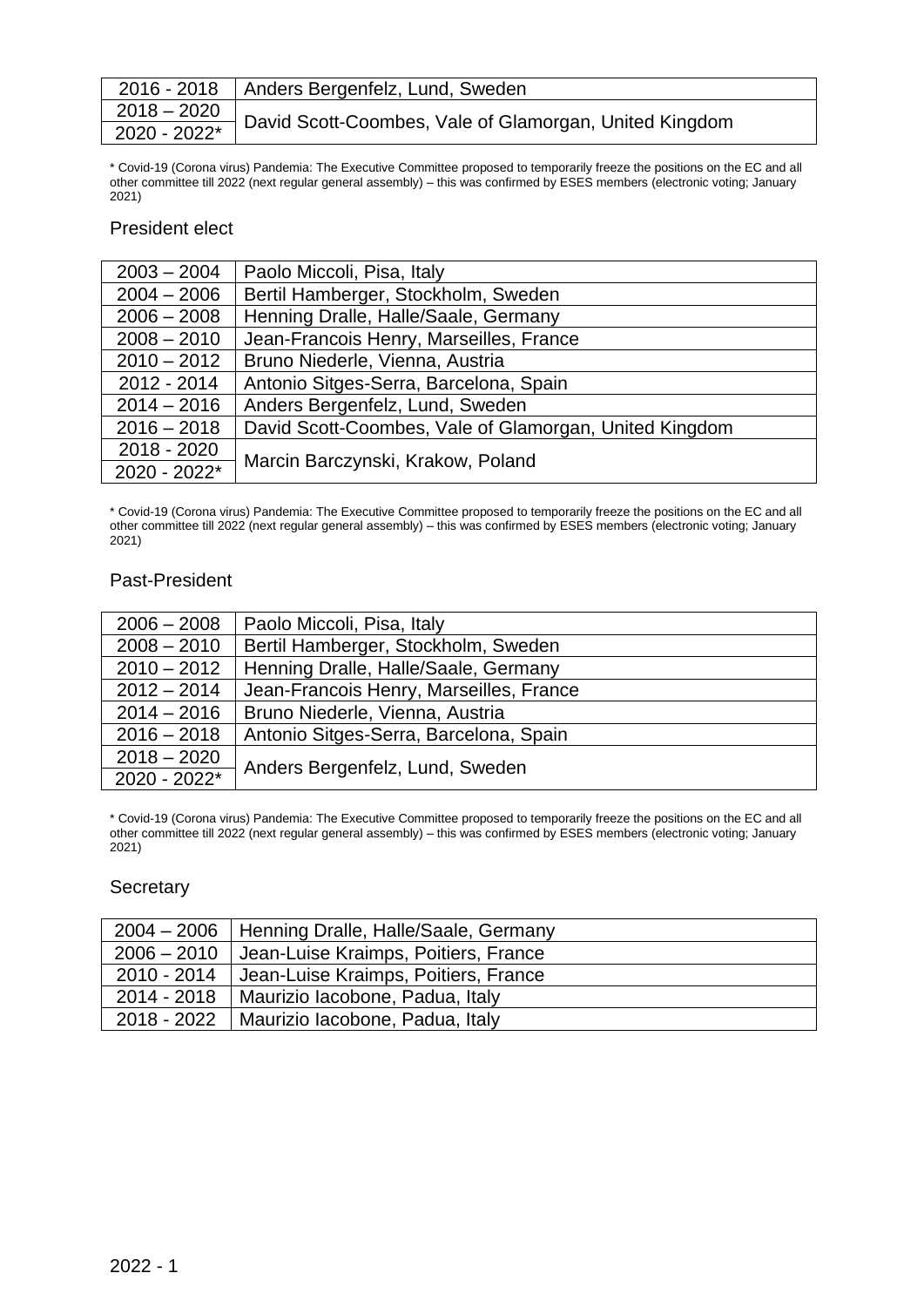| | |
|---|---|
| 2016 - 2018 | Anders Bergenfelz, Lund, Sweden |
| 2018 – 2020 | David Scott-Coombes, Vale of Glamorgan, United Kingdom |
| 2020 - 2022* | |

* Covid-19 (Corona virus) Pandemia: The Executive Committee proposed to temporarily freeze the positions on the EC and all other committee till 2022 (next regular general assembly) – this was confirmed by ESES members (electronic voting; January 2021)

## President elect

| | |
|---|---|
| 2003 – 2004 | Paolo Miccoli, Pisa, Italy |
| 2004 – 2006 | Bertil Hamberger, Stockholm, Sweden |
| 2006 – 2008 | Henning Dralle, Halle/Saale, Germany |
| 2008 – 2010 | Jean-Francois Henry, Marseilles, France |
| 2010 – 2012 | Bruno Niederle, Vienna, Austria |
| 2012 - 2014 | Antonio Sitges-Serra, Barcelona, Spain |
| 2014 – 2016 | Anders Bergenfelz, Lund, Sweden |
| 2016 – 2018 | David Scott-Coombes, Vale of Glamorgan, United Kingdom |
| 2018 - 2020 | Marcin Barczynski, Krakow, Poland |
| 2020 - 2022* | |

* Covid-19 (Corona virus) Pandemia: The Executive Committee proposed to temporarily freeze the positions on the EC and all other committee till 2022 (next regular general assembly) – this was confirmed by ESES members (electronic voting; January 2021)

## Past-President

| | |
|---|---|
| 2006 – 2008 | Paolo Miccoli, Pisa, Italy |
| 2008 – 2010 | Bertil Hamberger, Stockholm, Sweden |
| 2010 – 2012 | Henning Dralle, Halle/Saale, Germany |
| 2012 – 2014 | Jean-Francois Henry, Marseilles, France |
| 2014 – 2016 | Bruno Niederle, Vienna, Austria |
| 2016 – 2018 | Antonio Sitges-Serra, Barcelona, Spain |
| 2018 – 2020 | Anders Bergenfelz, Lund, Sweden |
| 2020 - 2022* | |

* Covid-19 (Corona virus) Pandemia: The Executive Committee proposed to temporarily freeze the positions on the EC and all other committee till 2022 (next regular general assembly) – this was confirmed by ESES members (electronic voting; January 2021)

## Secretary

| | |
|---|---|
| 2004 – 2006 | Henning Dralle, Halle/Saale, Germany |
| 2006 – 2010 | Jean-Luise Kraimps, Poitiers, France |
| 2010 - 2014 | Jean-Luise Kraimps, Poitiers, France |
| 2014 - 2018 | Maurizio Iacobone, Padua, Italy |
| 2018 - 2022 | Maurizio Iacobone, Padua, Italy |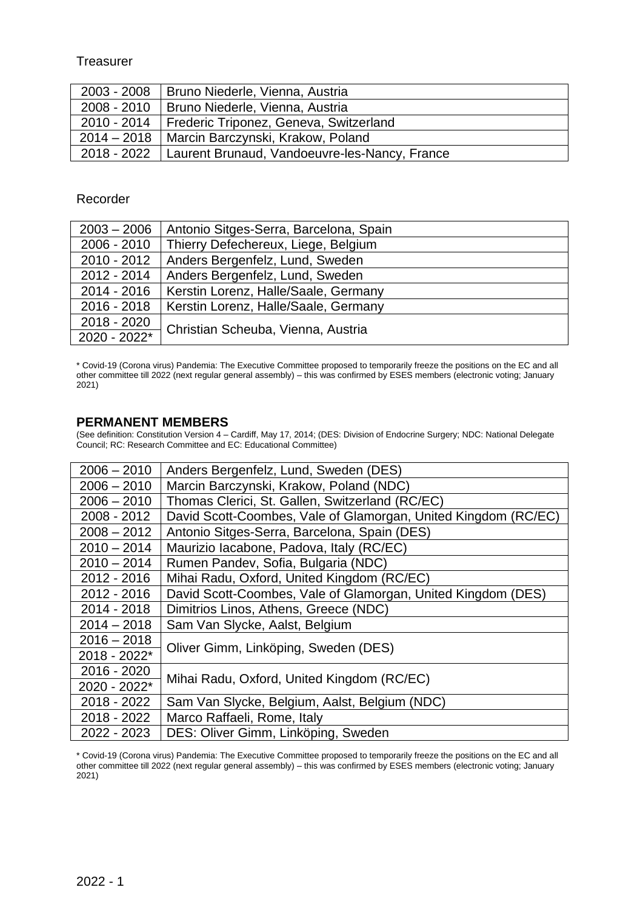Treasurer

| 2003 - 2008 | Bruno Niederle, Vienna, Austria |
|---|---|
| 2008 - 2010 | Bruno Niederle, Vienna, Austria |
| 2010 - 2014 | Frederic Triponez, Geneva, Switzerland |
| 2014 – 2018 | Marcin Barczynski, Krakow, Poland |
| 2018 - 2022 | Laurent Brunaud, Vandoeuvre-les-Nancy, France |

Recorder

| 2003 – 2006 | Antonio Sitges-Serra, Barcelona, Spain |
|---|---|
| 2006 - 2010 | Thierry Defechereux, Liege, Belgium |
| 2010 - 2012 | Anders Bergenfelz, Lund, Sweden |
| 2012 - 2014 | Anders Bergenfelz, Lund, Sweden |
| 2014 - 2016 | Kerstin Lorenz, Halle/Saale, Germany |
| 2016 - 2018 | Kerstin Lorenz, Halle/Saale, Germany |
| 2018 - 2020 | Christian Scheuba, Vienna, Austria |
| 2020 - 2022* | |

\* Covid-19 (Corona virus) Pandemia: The Executive Committee proposed to temporarily freeze the positions on the EC and all other committee till 2022 (next regular general assembly) – this was confirmed by ESES members (electronic voting; January 2021)

## PERMANENT MEMBERS

(See definition: Constitution Version 4 – Cardiff, May 17, 2014; (DES: Division of Endocrine Surgery; NDC: National Delegate Council; RC: Research Committee and EC: Educational Committee)

| 2006 – 2010 | Anders Bergenfelz, Lund, Sweden (DES) |
|---|---|
| 2006 – 2010 | Marcin Barczynski, Krakow, Poland (NDC) |
| 2006 – 2010 | Thomas Clerici, St. Gallen, Switzerland (RC/EC) |
| 2008 - 2012 | David Scott-Coombes, Vale of Glamorgan, United Kingdom (RC/EC) |
| 2008 – 2012 | Antonio Sitges-Serra, Barcelona, Spain (DES) |
| 2010 – 2014 | Maurizio Iacabone, Padova, Italy (RC/EC) |
| 2010 – 2014 | Rumen Pandev, Sofia, Bulgaria (NDC) |
| 2012 - 2016 | Mihai Radu, Oxford, United Kingdom (RC/EC) |
| 2012 - 2016 | David Scott-Coombes, Vale of Glamorgan, United Kingdom (DES) |
| 2014 - 2018 | Dimitrios Linos, Athens, Greece (NDC) |
| 2014 – 2018 | Sam Van Slycke, Aalst, Belgium |
| 2016 – 2018 | Oliver Gimm, Linköping, Sweden (DES) |
| 2018 - 2022* | |
| 2016 - 2020 | Mihai Radu, Oxford, United Kingdom (RC/EC) |
| 2020 - 2022* | |
| 2018 - 2022 | Sam Van Slycke, Belgium, Aalst, Belgium (NDC) |
| 2018 - 2022 | Marco Raffaeli, Rome, Italy |
| 2022 - 2023 | DES: Oliver Gimm, Linköping, Sweden |

\* Covid-19 (Corona virus) Pandemia: The Executive Committee proposed to temporarily freeze the positions on the EC and all other committee till 2022 (next regular general assembly) – this was confirmed by ESES members (electronic voting; January 2021)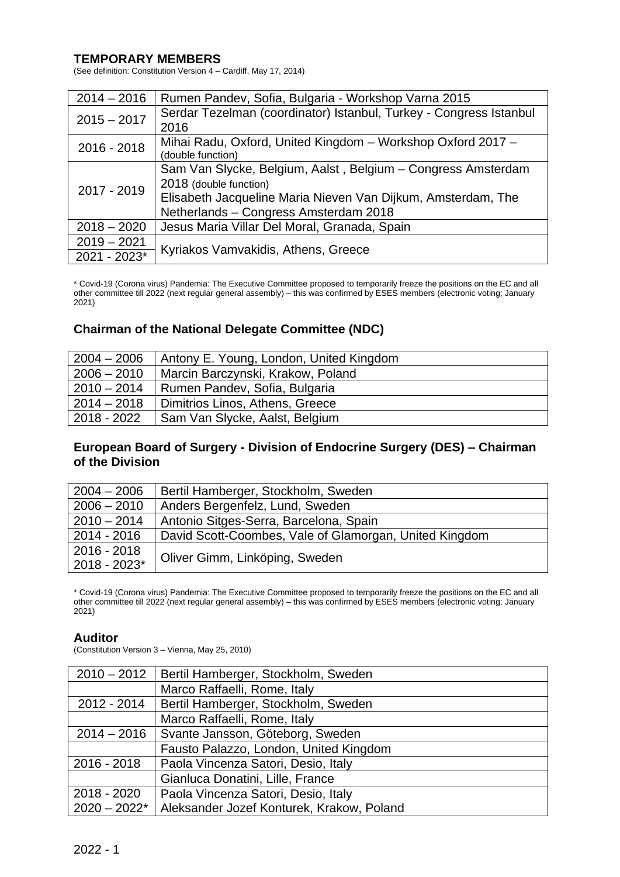## TEMPORARY MEMBERS

(See definition: Constitution Version 4 – Cardiff, May 17, 2014)

| | |
|---|---|
| 2014 – 2016 | Rumen Pandev, Sofia, Bulgaria - Workshop Varna 2015 |
| 2015 – 2017 | Serdar Tezelman (coordinator) Istanbul, Turkey - Congress Istanbul 2016 |
| 2016 - 2018 | Mihai Radu, Oxford, United Kingdom – Workshop Oxford 2017 – (double function) |
| 2017 - 2019 | Sam Van Slycke, Belgium, Aalst , Belgium – Congress Amsterdam 2018 (double function)<br>Elisabeth Jacqueline Maria Nieven Van Dijkum, Amsterdam, The Netherlands – Congress Amsterdam 2018 |
| 2018 – 2020 | Jesus Maria Villar Del Moral, Granada, Spain |
| 2019 – 2021<br>2021 - 2023* | Kyriakos Vamvakidis, Athens, Greece |

* Covid-19 (Corona virus) Pandemia: The Executive Committee proposed to temporarily freeze the positions on the EC and all other committee till 2022 (next regular general assembly) – this was confirmed by ESES members (electronic voting; January 2021)

## Chairman of the National Delegate Committee (NDC)

| | |
|---|---|
| 2004 – 2006 | Antony E. Young, London, United Kingdom |
| 2006 – 2010 | Marcin Barczynski, Krakow, Poland |
| 2010 – 2014 | Rumen Pandev, Sofia, Bulgaria |
| 2014 – 2018 | Dimitrios Linos, Athens, Greece |
| 2018 - 2022 | Sam Van Slycke, Aalst, Belgium |

## European Board of Surgery - Division of Endocrine Surgery (DES) – Chairman of the Division

| | |
|---|---|
| 2004 – 2006 | Bertil Hamberger, Stockholm, Sweden |
| 2006 – 2010 | Anders Bergenfelz, Lund, Sweden |
| 2010 – 2014 | Antonio Sitges-Serra, Barcelona, Spain |
| 2014 - 2016 | David Scott-Coombes, Vale of Glamorgan, United Kingdom |
| 2016 - 2018<br>2018 - 2023* | Oliver Gimm, Linköping, Sweden |

* Covid-19 (Corona virus) Pandemia: The Executive Committee proposed to temporarily freeze the positions on the EC and all other committee till 2022 (next regular general assembly) – this was confirmed by ESES members (electronic voting; January 2021)

## Auditor

(Constitution Version 3 – Vienna, May 25, 2010)

| | |
|---|---|
| 2010 – 2012 | Bertil Hamberger, Stockholm, Sweden |
| | Marco Raffaelli, Rome, Italy |
| 2012 - 2014 | Bertil Hamberger, Stockholm, Sweden |
| | Marco Raffaelli, Rome, Italy |
| 2014 – 2016 | Svante Jansson, Göteborg, Sweden |
| | Fausto Palazzo, London, United Kingdom |
| 2016 - 2018 | Paola Vincenza Satori, Desio, Italy |
| | Gianluca Donatini, Lille, France |
| 2018 - 2020<br>2020 – 2022* | Paola Vincenza Satori, Desio, Italy<br>Aleksander Jozef Konturek, Krakow, Poland |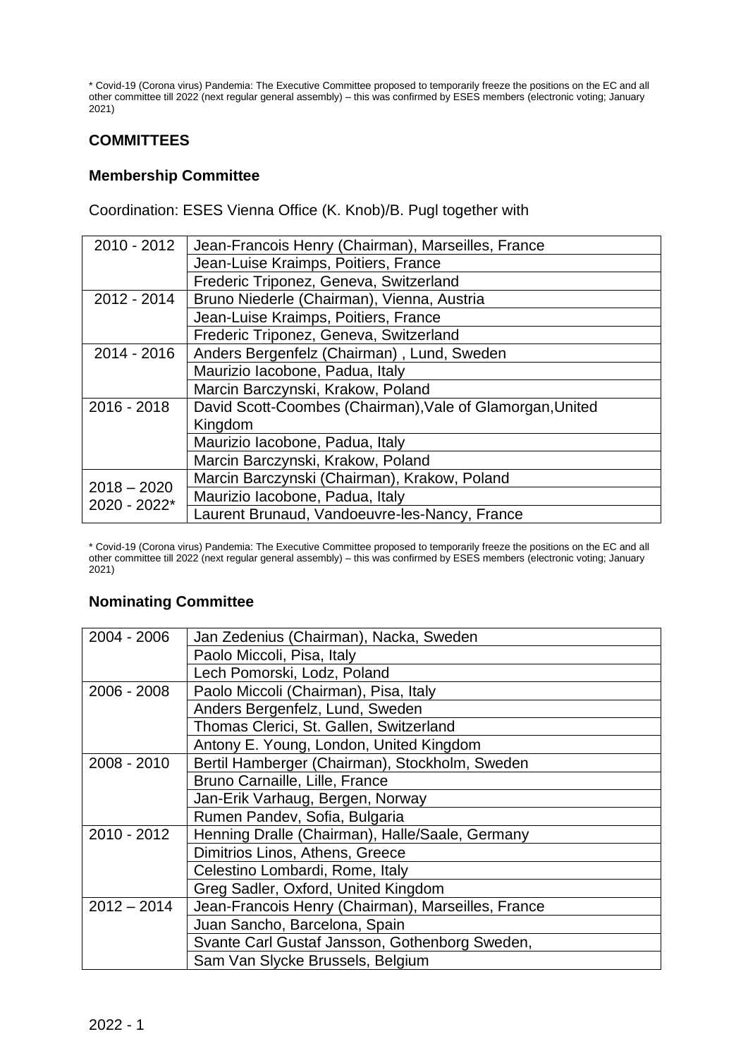* Covid-19 (Corona virus) Pandemia: The Executive Committee proposed to temporarily freeze the positions on the EC and all other committee till 2022 (next regular general assembly) – this was confirmed by ESES members (electronic voting; January 2021)

## COMMITTEES

### Membership Committee

Coordination: ESES Vienna Office (K. Knob)/B. Pugl together with

| | |
|---|---|
| 2010 - 2012 | Jean-Francois Henry (Chairman), Marseilles, France |
| | Jean-Luise Kraimps, Poitiers, France |
| | Frederic Triponez, Geneva, Switzerland |
| 2012 - 2014 | Bruno Niederle (Chairman), Vienna, Austria |
| | Jean-Luise Kraimps, Poitiers, France |
| | Frederic Triponez, Geneva, Switzerland |
| 2014 - 2016 | Anders Bergenfelz (Chairman) , Lund, Sweden |
| | Maurizio Iacobone, Padua, Italy |
| | Marcin Barczynski, Krakow, Poland |
| 2016 - 2018 | David Scott-Coombes (Chairman),Vale of Glamorgan,United Kingdom |
| | Maurizio Iacobone, Padua, Italy |
| | Marcin Barczynski, Krakow, Poland |
| 2018 – 2020<br>2020 - 2022* | Marcin Barczynski (Chairman), Krakow, Poland |
| | Maurizio Iacobone, Padua, Italy |
| | Laurent Brunaud, Vandoeuvre-les-Nancy, France |

* Covid-19 (Corona virus) Pandemia: The Executive Committee proposed to temporarily freeze the positions on the EC and all other committee till 2022 (next regular general assembly) – this was confirmed by ESES members (electronic voting; January 2021)

### Nominating Committee

| | |
|---|---|
| 2004 - 2006 | Jan Zedenius (Chairman), Nacka, Sweden |
| | Paolo Miccoli, Pisa, Italy |
| | Lech Pomorski, Lodz, Poland |
| 2006 - 2008 | Paolo Miccoli (Chairman), Pisa, Italy |
| | Anders Bergenfelz, Lund, Sweden |
| | Thomas Clerici, St. Gallen, Switzerland |
| | Antony E. Young, London, United Kingdom |
| 2008 - 2010 | Bertil Hamberger (Chairman), Stockholm, Sweden |
| | Bruno Carnaille, Lille, France |
| | Jan-Erik Varhaug, Bergen, Norway |
| | Rumen Pandev, Sofia, Bulgaria |
| 2010 - 2012 | Henning Dralle (Chairman), Halle/Saale, Germany |
| | Dimitrios Linos, Athens, Greece |
| | Celestino Lombardi, Rome, Italy |
| | Greg Sadler, Oxford, United Kingdom |
| 2012 – 2014 | Jean-Francois Henry (Chairman), Marseilles, France |
| | Juan Sancho, Barcelona, Spain |
| | Svante Carl Gustaf Jansson, Gothenborg Sweden, |
| | Sam Van Slycke Brussels, Belgium |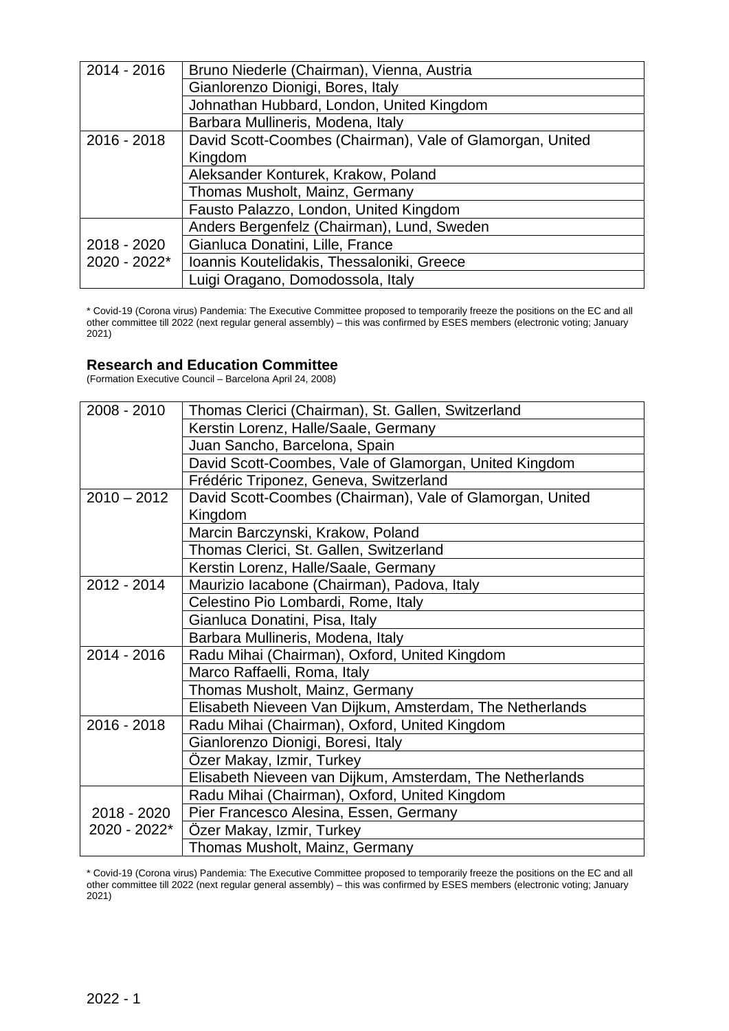| | |
|---|---|
| 2014 - 2016 | Bruno Niederle (Chairman), Vienna, Austria |
| | Gianlorenzo Dionigi, Bores, Italy |
| | Johnathan Hubbard, London, United Kingdom |
| | Barbara Mullineris, Modena, Italy |
| 2016 - 2018 | David Scott-Coombes (Chairman), Vale of Glamorgan, United Kingdom |
| | Aleksander Konturek, Krakow, Poland |
| | Thomas Musholt, Mainz, Germany |
| | Fausto Palazzo, London, United Kingdom |
| 2018 - 2020<br>2020 - 2022* | Anders Bergenfelz (Chairman), Lund, Sweden |
| | Gianluca Donatini, Lille, France |
| | Ioannis Koutelidakis, Thessaloniki, Greece |
| | Luigi Oragano, Domodossola, Italy |

* Covid-19 (Corona virus) Pandemia: The Executive Committee proposed to temporarily freeze the positions on the EC and all other committee till 2022 (next regular general assembly) – this was confirmed by ESES members (electronic voting; January 2021)

### Research and Education Committee

(Formation Executive Council – Barcelona April 24, 2008)

| | |
|---|---|
| 2008 - 2010 | Thomas Clerici (Chairman), St. Gallen, Switzerland |
| | Kerstin Lorenz, Halle/Saale, Germany |
| | Juan Sancho, Barcelona, Spain |
| | David Scott-Coombes, Vale of Glamorgan, United Kingdom |
| | Frédéric Triponez, Geneva, Switzerland |
| 2010 – 2012 | David Scott-Coombes (Chairman), Vale of Glamorgan, United Kingdom |
| | Marcin Barczynski, Krakow, Poland |
| | Thomas Clerici, St. Gallen, Switzerland |
| | Kerstin Lorenz, Halle/Saale, Germany |
| 2012 - 2014 | Maurizio Iacabone (Chairman), Padova, Italy |
| | Celestino Pio Lombardi, Rome, Italy |
| | Gianluca Donatini, Pisa, Italy |
| | Barbara Mullineris, Modena, Italy |
| 2014 - 2016 | Radu Mihai (Chairman), Oxford, United Kingdom |
| | Marco Raffaelli, Roma, Italy |
| | Thomas Musholt, Mainz, Germany |
| | Elisabeth Nieveen Van Dijkum, Amsterdam, The Netherlands |
| 2016 - 2018 | Radu Mihai (Chairman), Oxford, United Kingdom |
| | Gianlorenzo Dionigi, Boresi, Italy |
| | Özer Makay, Izmir, Turkey |
| | Elisabeth Nieveen van Dijkum, Amsterdam, The Netherlands |
| 2018 - 2020<br>2020 - 2022* | Radu Mihai (Chairman), Oxford, United Kingdom |
| | Pier Francesco Alesina, Essen, Germany |
| | Özer Makay, Izmir, Turkey |
| | Thomas Musholt, Mainz, Germany |

* Covid-19 (Corona virus) Pandemia: The Executive Committee proposed to temporarily freeze the positions on the EC and all other committee till 2022 (next regular general assembly) – this was confirmed by ESES members (electronic voting; January 2021)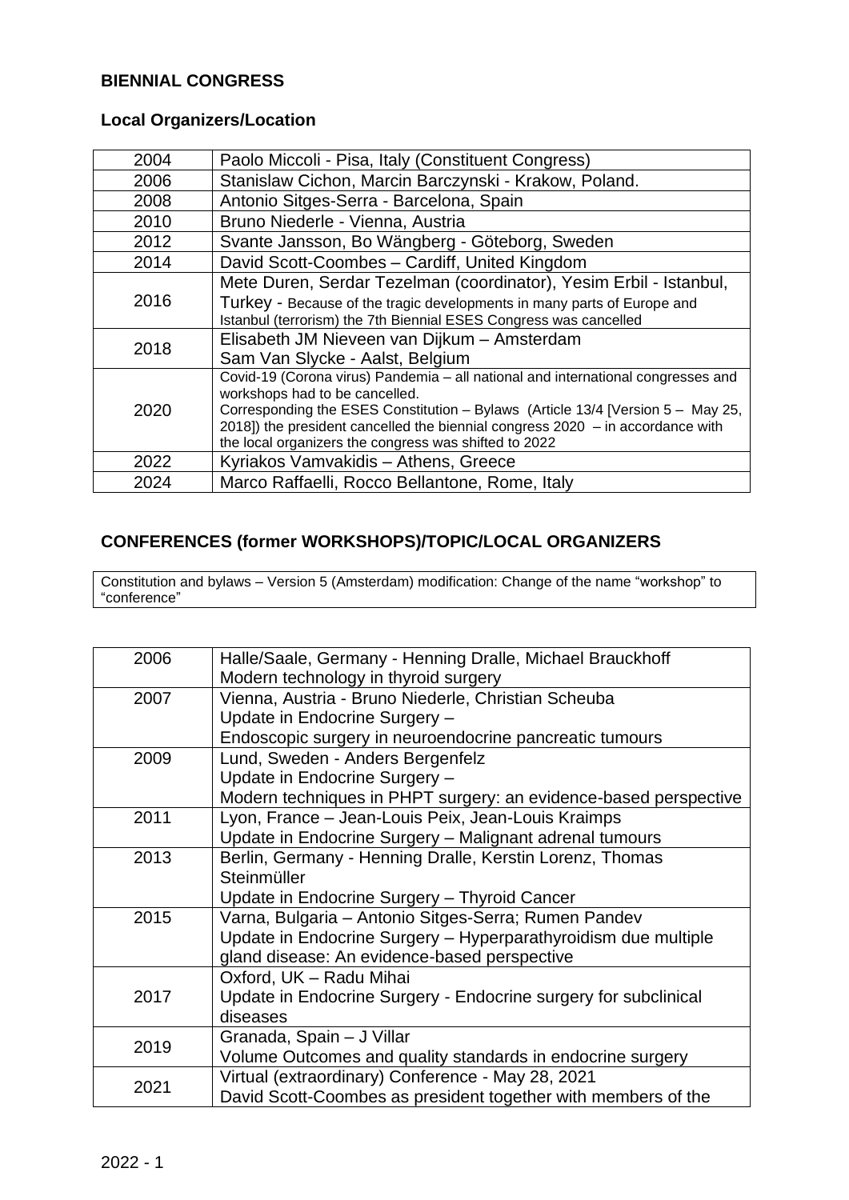## BIENNIAL CONGRESS

### Local Organizers/Location

| | |
|---|---|
| 2004 | Paolo Miccoli - Pisa, Italy (Constituent Congress) |
| 2006 | Stanislaw Cichon, Marcin Barczynski - Krakow, Poland. |
| 2008 | Antonio Sitges-Serra - Barcelona, Spain |
| 2010 | Bruno Niederle - Vienna, Austria |
| 2012 | Svante Jansson, Bo Wängberg - Göteborg, Sweden |
| 2014 | David Scott-Coombes – Cardiff, United Kingdom |
| 2016 | Mete Duren, Serdar Tezelman (coordinator), Yesim Erbil - Istanbul, Turkey - Because of the tragic developments in many parts of Europe and Istanbul (terrorism) the 7th Biennial ESES Congress was cancelled |
| 2018 | Elisabeth JM Nieveen van Dijkum – Amsterdam<br>Sam Van Slycke - Aalst, Belgium |
| 2020 | Covid-19 (Corona virus) Pandemia – all national and international congresses and workshops had to be cancelled.<br>Corresponding the ESES Constitution – Bylaws (Article 13/4 [Version 5 – May 25, 2018]) the president cancelled the biennial congress 2020 – in accordance with the local organizers the congress was shifted to 2022 |
| 2022 | Kyriakos Vamvakidis – Athens, Greece |
| 2024 | Marco Raffaelli, Rocco Bellantone, Rome, Italy |

## CONFERENCES (former WORKSHOPS)/TOPIC/LOCAL ORGANIZERS

Constitution and bylaws – Version 5 (Amsterdam) modification: Change of the name "workshop" to "conference"

| | |
|---|---|
| 2006 | Halle/Saale, Germany - Henning Dralle, Michael Brauckhoff<br>Modern technology in thyroid surgery |
| 2007 | Vienna, Austria - Bruno Niederle, Christian Scheuba<br>Update in Endocrine Surgery –<br>Endoscopic surgery in neuroendocrine pancreatic tumours |
| 2009 | Lund, Sweden - Anders Bergenfelz<br>Update in Endocrine Surgery –<br>Modern techniques in PHPT surgery: an evidence-based perspective |
| 2011 | Lyon, France – Jean-Louis Peix, Jean-Louis Kraimps<br>Update in Endocrine Surgery – Malignant adrenal tumours |
| 2013 | Berlin, Germany - Henning Dralle, Kerstin Lorenz, Thomas Steinmüller<br>Update in Endocrine Surgery – Thyroid Cancer |
| 2015 | Varna, Bulgaria – Antonio Sitges-Serra; Rumen Pandev<br>Update in Endocrine Surgery – Hyperparathyroidism due multiple gland disease: An evidence-based perspective |
| 2017 | Oxford, UK – Radu Mihai<br>Update in Endocrine Surgery - Endocrine surgery for subclinical diseases |
| 2019 | Granada, Spain – J Villar<br>Volume Outcomes and quality standards in endocrine surgery |
| 2021 | Virtual (extraordinary) Conference - May 28, 2021<br>David Scott-Coombes as president together with members of the |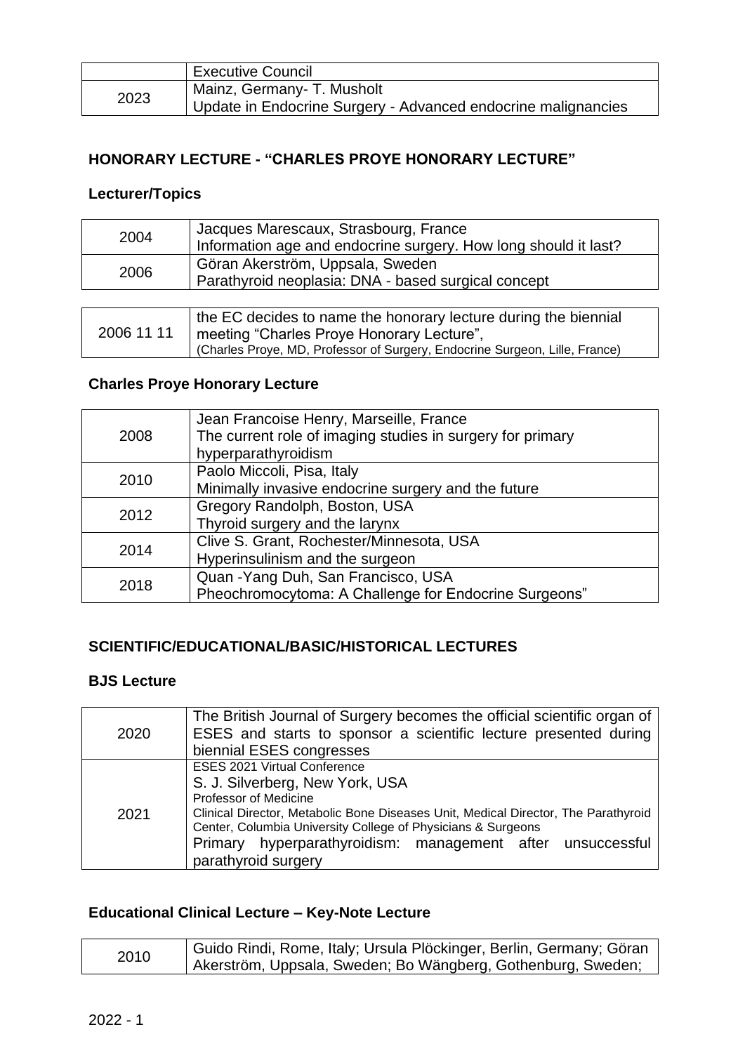| | |
|---|---|
| | Executive Council |
| 2023 | Mainz, Germany- T. Musholt<br>Update in Endocrine Surgery - Advanced endocrine malignancies |

## HONORARY LECTURE - "CHARLES PROYE HONORARY LECTURE"

### Lecturer/Topics

| | |
|---|---|
| 2004 | Jacques Marescaux, Strasbourg, France<br>Information age and endocrine surgery. How long should it last? |
| 2006 | Göran Akerström, Uppsala, Sweden<br>Parathyroid neoplasia: DNA - based surgical concept |

| | |
|---|---|
| 2006 11 11 | the EC decides to name the honorary lecture during the biennial meeting "Charles Proye Honorary Lecture",<br>(Charles Proye, MD, Professor of Surgery, Endocrine Surgeon, Lille, France) |

### Charles Proye Honorary Lecture

| | |
|---|---|
| 2008 | Jean Francoise Henry, Marseille, France<br>The current role of imaging studies in surgery for primary hyperparathyroidism |
| 2010 | Paolo Miccoli, Pisa, Italy<br>Minimally invasive endocrine surgery and the future |
| 2012 | Gregory Randolph, Boston, USA<br>Thyroid surgery and the larynx |
| 2014 | Clive S. Grant, Rochester/Minnesota, USA<br>Hyperinsulinism and the surgeon |
| 2018 | Quan -Yang Duh, San Francisco, USA<br>Pheochromocytoma: A Challenge for Endocrine Surgeons" |

## SCIENTIFIC/EDUCATIONAL/BASIC/HISTORICAL LECTURES

### BJS Lecture

| | |
|---|---|
| 2020 | The British Journal of Surgery becomes the official scientific organ of ESES and starts to sponsor a scientific lecture presented during biennial ESES congresses |
| 2021 | ESES 2021 Virtual Conference<br>S. J. Silverberg, New York, USA<br>Professor of Medicine<br>Clinical Director, Metabolic Bone Diseases Unit, Medical Director, The Parathyroid Center, Columbia University College of Physicians & Surgeons<br>Primary hyperparathyroidism: management after unsuccessful parathyroid surgery |

### Educational Clinical Lecture – Key-Note Lecture

| | |
|---|---|
| 2010 | Guido Rindi, Rome, Italy; Ursula Plöckinger, Berlin, Germany; Göran Akerström, Uppsala, Sweden; Bo Wängberg, Gothenburg, Sweden; |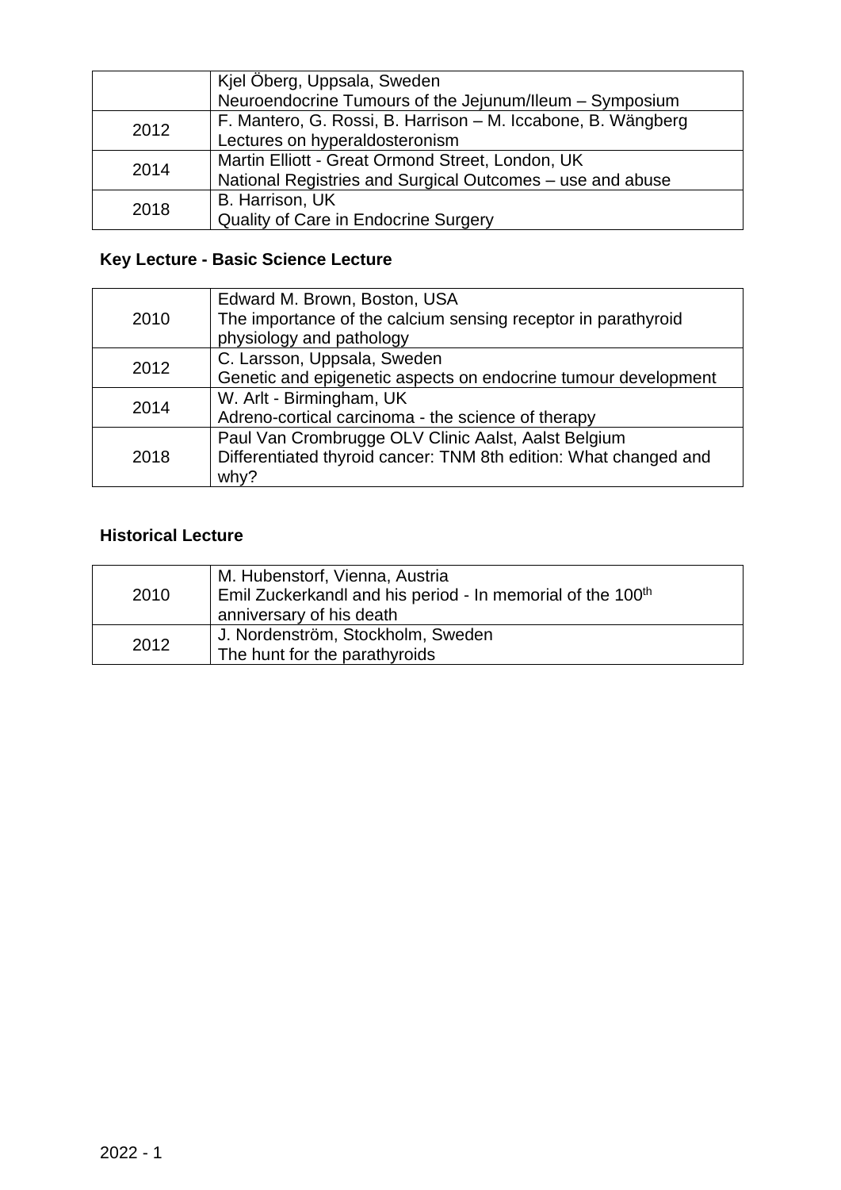| | |
|---|---|
| | Kjel Öberg, Uppsala, Sweden<br>Neuroendocrine Tumours of the Jejunum/Ileum – Symposium |
| 2012 | F. Mantero, G. Rossi, B. Harrison – M. Iccabone, B. Wängberg<br>Lectures on hyperaldosteronism |
| 2014 | Martin Elliott - Great Ormond Street, London, UK<br>National Registries and Surgical Outcomes – use and abuse |
| 2018 | B. Harrison, UK<br>Quality of Care in Endocrine Surgery |

**Key Lecture - Basic Science Lecture**

| | |
|---|---|
| 2010 | Edward M. Brown, Boston, USA<br>The importance of the calcium sensing receptor in parathyroid physiology and pathology |
| 2012 | C. Larsson, Uppsala, Sweden<br>Genetic and epigenetic aspects on endocrine tumour development |
| 2014 | W. Arlt - Birmingham, UK<br>Adreno-cortical carcinoma - the science of therapy |
| 2018 | Paul Van Crombrugge OLV Clinic Aalst, Aalst Belgium<br>Differentiated thyroid cancer: TNM 8th edition: What changed and why? |

**Historical Lecture**

| | |
|---|---|
| 2010 | M. Hubenstorf, Vienna, Austria<br>Emil Zuckerkandl and his period - In memorial of the 100th anniversary of his death |
| 2012 | J. Nordenström, Stockholm, Sweden<br>The hunt for the parathyroids |

2022 - 1